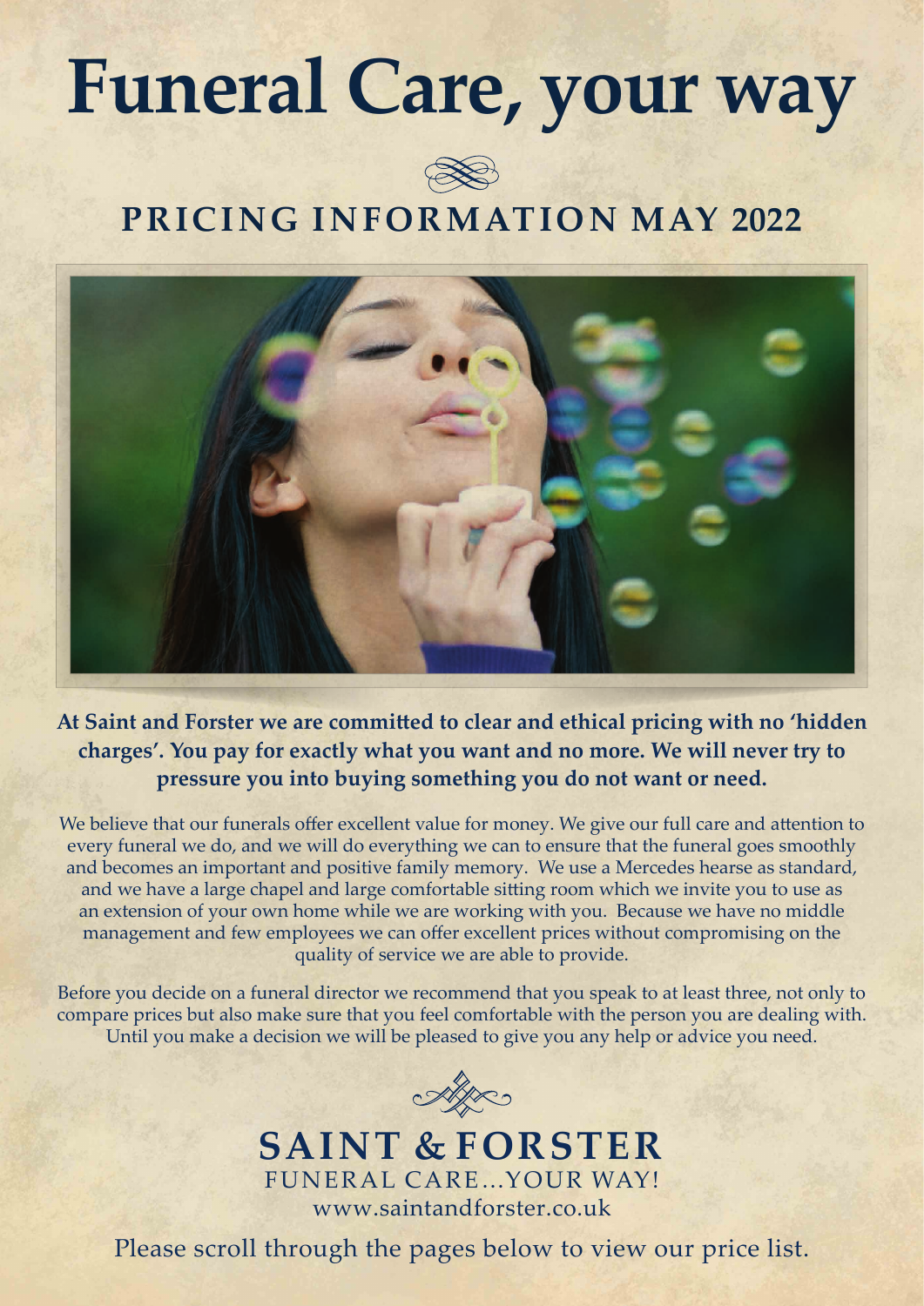# Funeral Care, your way

## PRICING INFORMATION MAY 2022

**At Saint and Forster we are committed to clear and ethical pricing with no 'hidden charges'. You pay for exactly what you want and no more. We will never try to pressure you into buying something you do not want or need.**

We believe that our funerals offer excellent value for money. We give our full care and attention to every funeral we do, and we will do everything we can to ensure that the funeral goes smoothly and becomes an important and positive family memory. We use a Mercedes hearse as standard, and we have a large chapel and large comfortable sitting room which we invite you to use as an extension of your own home while we are working with you. Because we have no middle management and few employees we can offer excellent prices without compromising on the quality of service we are able to provide.

Before you decide on a funeral director we recommend that you speak to at least three, not only to compare prices but also make sure that you feel comfortable with the person you are dealing with. Until you make a decision we will be pleased to give you any help or advice you need.

**SAINT & FORSTER**

FUNERAL CARE...YOUR WAY!

www.saintandforster.co.uk

Please scroll through the pages below to view our price list.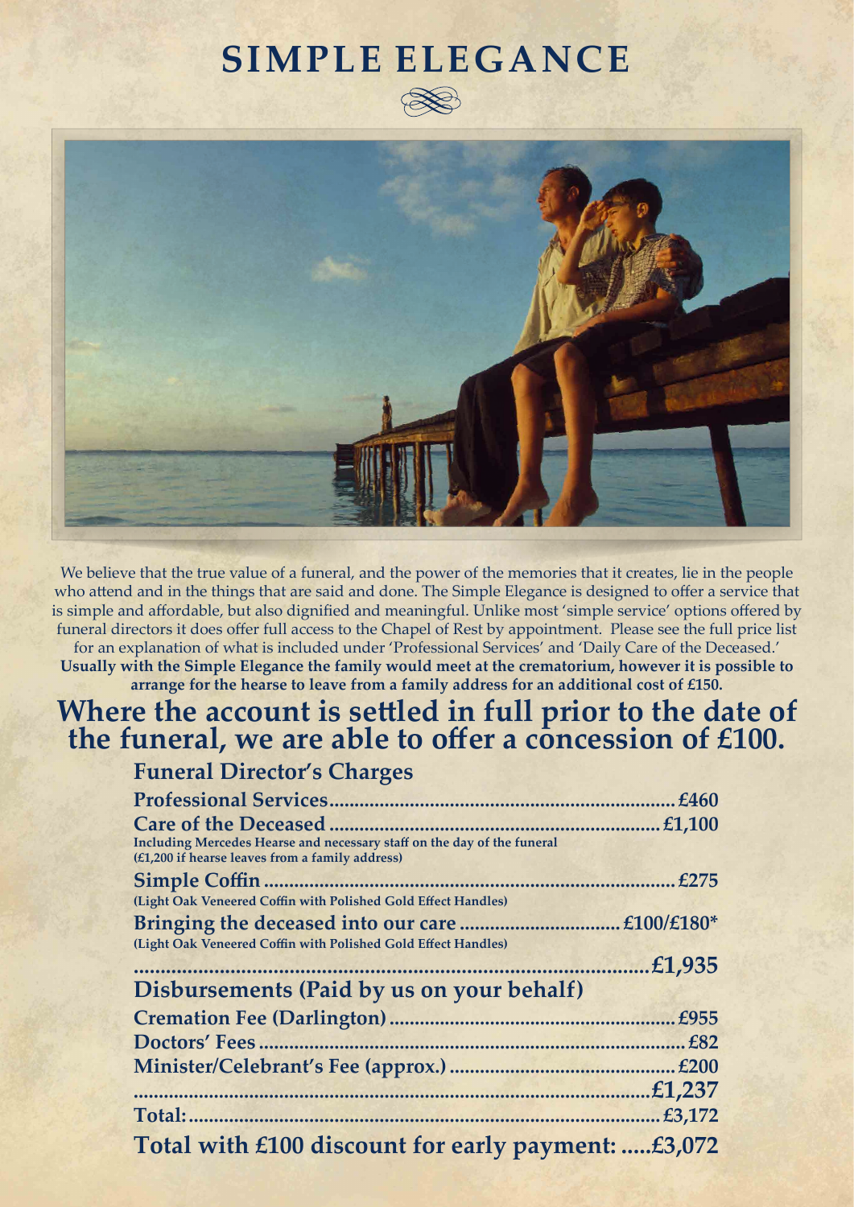# SIMPLE ELEGANCE

We believe that the true value of a funeral, and the power of the memories that it creates, lie in the people who attend and in the things that are said and done. The Simple Elegance is designed to offer a service that is simple and affordable, but also dignified and meaningful. Unlike most 'simple service' options offered by funeral directors it does offer full access to the Chapel of Rest by appointment. Please see the full price list for an explanation of what is included under 'Professional Services' and 'Daily Care of the Deceased.'

**Usually with the Simple Elegance the family would meet at the crematorium, however it is possible to arrange for the hearse to leave from a family address for an additional cost of £150.**

## Where the account is settled in full prior to the date of the funeral, we are able to offer a concession of £100.

### Funeral Director's Charges

| | |
|---|---|
| **Professional Services** | **£460** |
| **Care of the Deceased**<br>Including Mercedes Hearse and necessary staff on the day of the funeral (£1,200 if hearse leaves from a family address) | **£1,100** |
| **Simple Coffin**<br>(Light Oak Veneered Coffin with Polished Gold Effect Handles) | **£275** |
| **Bringing the deceased into our care**<br>(Light Oak Veneered Coffin with Polished Gold Effect Handles) | **£100/£180*** |
| | **£1,935** |

### Disbursements (Paid by us on your behalf)

| | |
|---|---|
| **Cremation Fee (Darlington)** | **£955** |
| **Doctors' Fees** | **£82** |
| **Minister/Celebrant's Fee (approx.)** | **£200** |
| | **£1,237** |
| **Total:** | **£3,172** |

**Total with £100 discount for early payment: .....£3,072**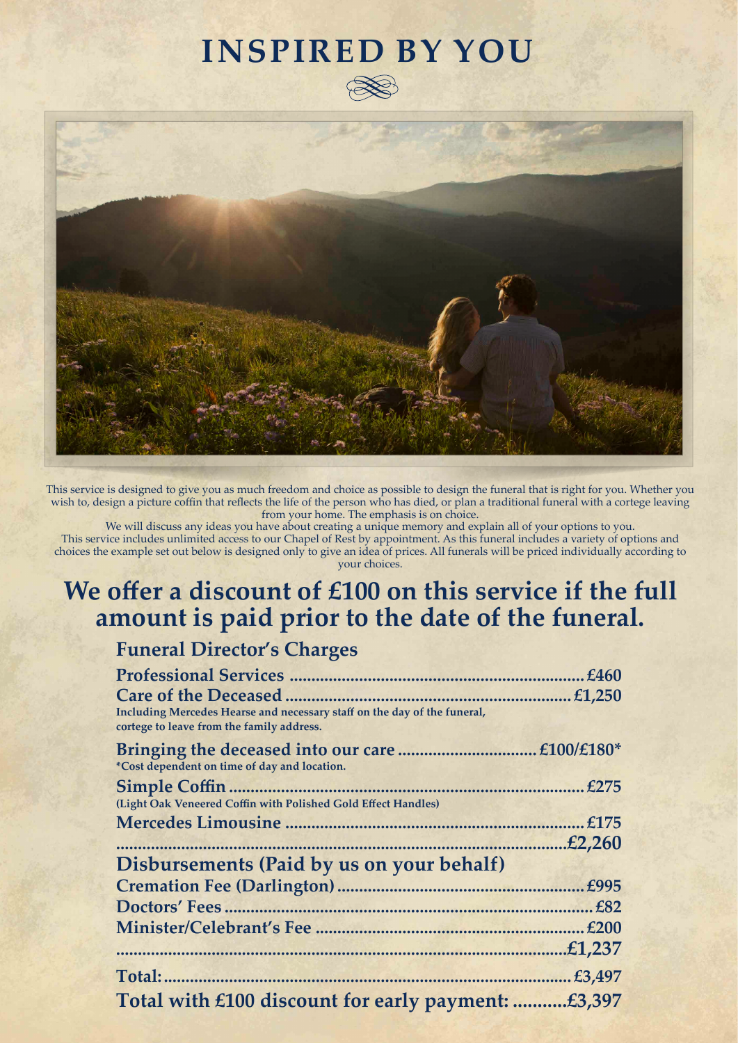# INSPIRED BY YOU

This service is designed to give you as much freedom and choice as possible to design the funeral that is right for you. Whether you wish to, design a picture coffin that reflects the life of the person who has died, or plan a traditional funeral with a cortege leaving from your home. The emphasis is on choice.

We will discuss any ideas you have about creating a unique memory and explain all of your options to you.

This service includes unlimited access to our Chapel of Rest by appointment. As this funeral includes a variety of options and choices the example set out below is designed only to give an idea of prices. All funerals will be priced individually according to your choices.

## We offer a discount of £100 on this service if the full amount is paid prior to the date of the funeral.

### Funeral Director's Charges

| | |
|---|---|
| **Professional Services** | **£460** |
| **Care of the Deceased**<br>Including Mercedes Hearse and necessary staff on the day of the funeral, cortege to leave from the family address. | **£1,250** |
| **Bringing the deceased into our care**<br>*Cost dependent on time of day and location. | **£100/£180*** |
| **Simple Coffin**<br>(Light Oak Veneered Coffin with Polished Gold Effect Handles) | **£275** |
| **Mercedes Limousine** | **£175** |
| | **£2,260** |

### Disbursements (Paid by us on your behalf)

| | |
|---|---|
| **Cremation Fee (Darlington)** | **£995** |
| **Doctors' Fees** | **£82** |
| **Minister/Celebrant's Fee** | **£200** |
| | **£1,237** |

| | |
|---|---|
| **Total:** | **£3,497** |
| **Total with £100 discount for early payment:** | **£3,397** |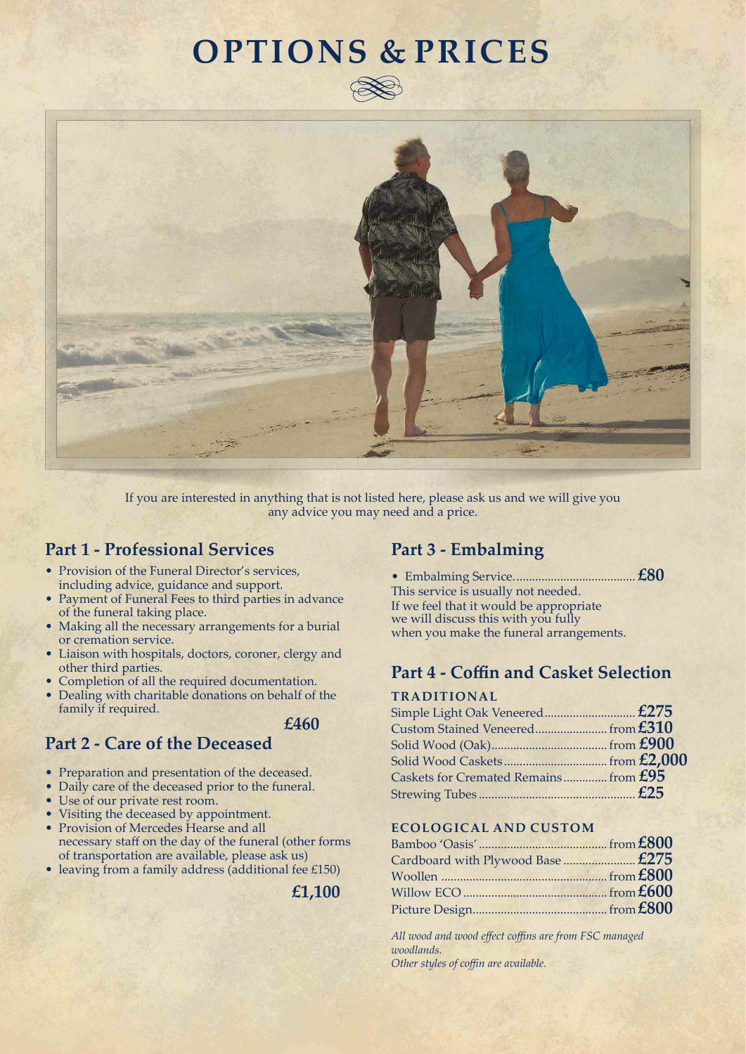# OPTIONS & PRICES

If you are interested in anything that is not listed here, please ask us and we will give you any advice you may need and a price.

## Part 1 - Professional Services

- Provision of the Funeral Director's services, including advice, guidance and support.
- Payment of Funeral Fees to third parties in advance of the funeral taking place.
- Making all the necessary arrangements for a burial or cremation service.
- Liaison with hospitals, doctors, coroner, clergy and other third parties.
- Completion of all the required documentation.
- Dealing with charitable donations on behalf of the family if required.

**£460**

## Part 2 - Care of the Deceased

- Preparation and presentation of the deceased.
- Daily care of the deceased prior to the funeral.
- Use of our private rest room.
- Visiting the deceased by appointment.
- Provision of Mercedes Hearse and all necessary staff on the day of the funeral (other forms of transportation are available, please ask us)
- leaving from a family address (additional fee £150)

**£1,100**

## Part 3 - Embalming

- Embalming Service...................................... **£80**

This service is usually not needed.
If we feel that it would be appropriate we will discuss this with you fully when you make the funeral arrangements.

## Part 4 - Coffin and Casket Selection

### TRADITIONAL

| Item | Price |
|---|---|
| Simple Light Oak Veneered | **£275** |
| Custom Stained Veneered | from **£310** |
| Solid Wood (Oak) | from **£900** |
| Solid Wood Caskets | from **£2,000** |
| Caskets for Cremated Remains | from **£95** |
| Strewing Tubes | **£25** |

### ECOLOGICAL AND CUSTOM

| Item | Price |
|---|---|
| Bamboo 'Oasis' | from **£800** |
| Cardboard with Plywood Base | **£275** |
| Woollen | from **£800** |
| Willow ECO | from **£600** |
| Picture Design | from **£800** |

*All wood and wood effect coffins are from FSC managed woodlands.*
*Other styles of coffin are available.*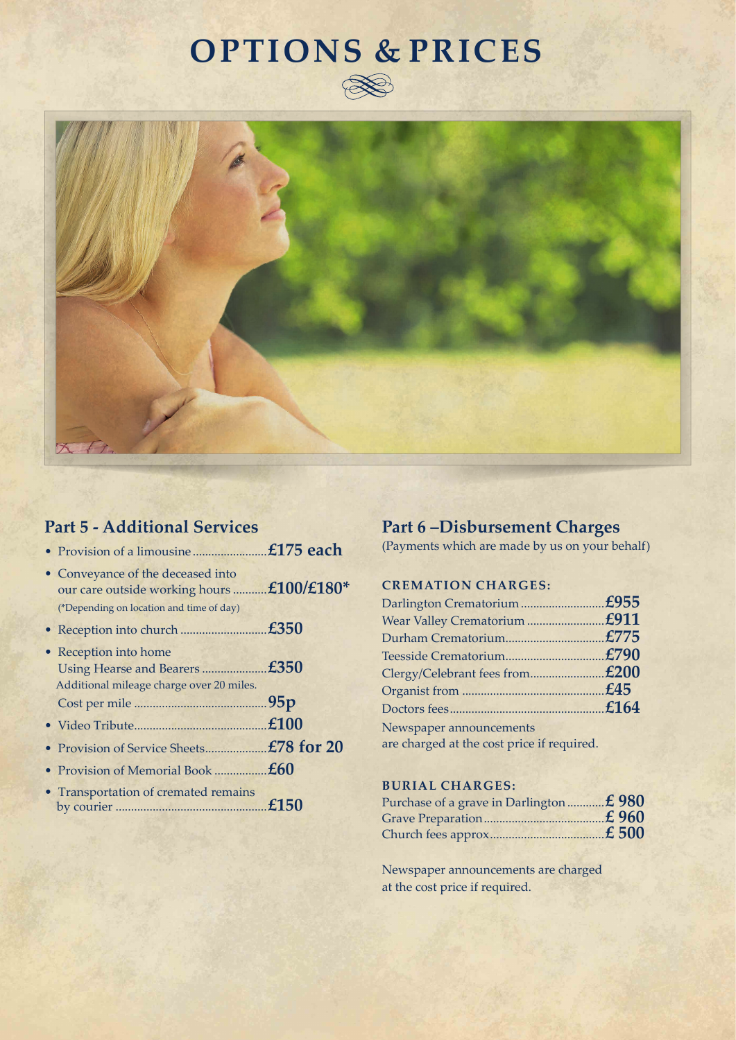# OPTIONS & PRICES

## Part 5 - Additional Services

- Provision of a limousine........................**£175 each**
- Conveyance of the deceased into our care outside working hours ...........**£100/£180***
  (*Depending on location and time of day)
- Reception into church ............................**£350**
- Reception into home
  Using Hearse and Bearers .....................**£350**
  Additional mileage charge over 20 miles.
  Cost per mile ...........................................**95p**
- Video Tribute...........................................**£100**
- Provision of Service Sheets....................**£78 for 20**
- Provision of Memorial Book .................**£60**
- Transportation of cremated remains by courier .................................................**£150**

## Part 6 –Disbursement Charges

(Payments which are made by us on your behalf)

### CREMATION CHARGES:

Darlington Crematorium ...........................**£955**
Wear Valley Crematorium .........................**£911**
Durham Crematorium................................**£775**
Teesside Crematorium................................**£790**
Clergy/Celebrant fees from........................**£200**
Organist from ..............................................**£45**
Doctors fees..................................................**£164**

Newspaper announcements are charged at the cost price if required.

### BURIAL CHARGES:

Purchase of a grave in Darlington ............**£ 980**
Grave Preparation.......................................**£ 960**
Church fees approx.....................................**£ 500**

Newspaper announcements are charged at the cost price if required.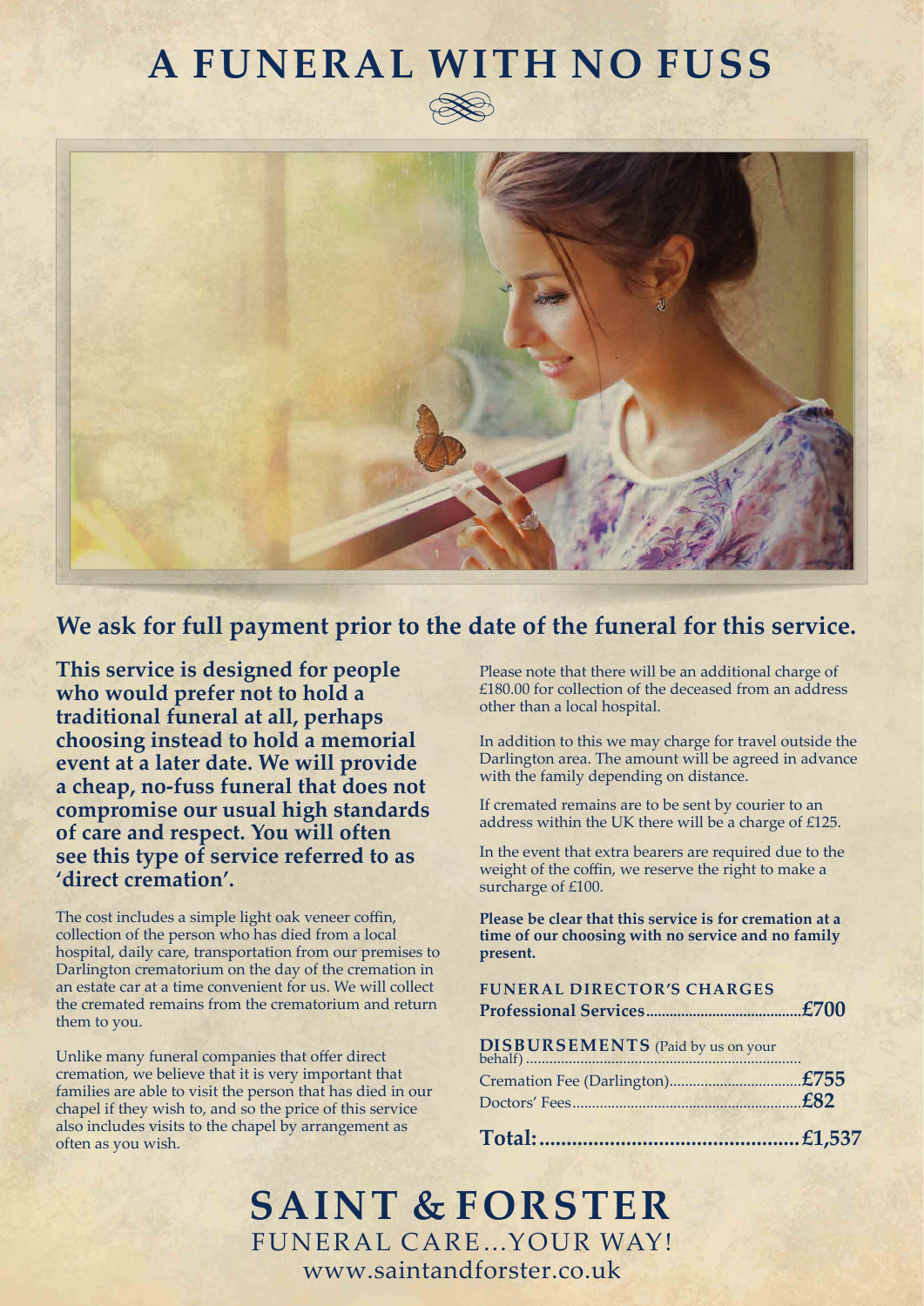# A FUNERAL WITH NO FUSS

## We ask for full payment prior to the date of the funeral for this service.

**This service is designed for people who would prefer not to hold a traditional funeral at all, perhaps choosing instead to hold a memorial event at a later date. We will provide a cheap, no-fuss funeral that does not compromise our usual high standards of care and respect. You will often see this type of service referred to as 'direct cremation'.**

The cost includes a simple light oak veneer coffin, collection of the person who has died from a local hospital, daily care, transportation from our premises to Darlington crematorium on the day of the cremation in an estate car at a time convenient for us. We will collect the cremated remains from the crematorium and return them to you.

Unlike many funeral companies that offer direct cremation, we believe that it is very important that families are able to visit the person that has died in our chapel if they wish to, and so the price of this service also includes visits to the chapel by arrangement as often as you wish.

Please note that there will be an additional charge of £180.00 for collection of the deceased from an address other than a local hospital.

In addition to this we may charge for travel outside the Darlington area. The amount will be agreed in advance with the family depending on distance.

If cremated remains are to be sent by courier to an address within the UK there will be a charge of £125.

In the event that extra bearers are required due to the weight of the coffin, we reserve the right to make a surcharge of £100.

**Please be clear that this service is for cremation at a time of our choosing with no service and no family present.**

### FUNERAL DIRECTOR'S CHARGES

| | |
|---|---|
| **Professional Services** | **£700** |

### DISBURSEMENTS (Paid by us on your behalf)

| | |
|---|---|
| Cremation Fee (Darlington) | **£755** |
| Doctors' Fees | **£82** |
| **Total:** | **£1,537** |

# SAINT & FORSTER

FUNERAL CARE...YOUR WAY!

www.saintandforster.co.uk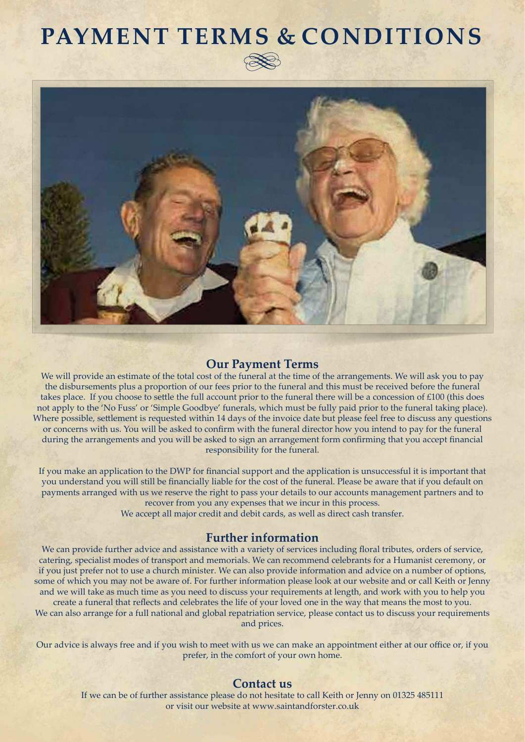# PAYMENT TERMS & CONDITIONS

## Our Payment Terms

We will provide an estimate of the total cost of the funeral at the time of the arrangements. We will ask you to pay the disbursements plus a proportion of our fees prior to the funeral and this must be received before the funeral takes place. If you choose to settle the full account prior to the funeral there will be a concession of £100 (this does not apply to the 'No Fuss' or 'Simple Goodbye' funerals, which must be fully paid prior to the funeral taking place). Where possible, settlement is requested within 14 days of the invoice date but please feel free to discuss any questions or concerns with us. You will be asked to confirm with the funeral director how you intend to pay for the funeral during the arrangements and you will be asked to sign an arrangement form confirming that you accept financial responsibility for the funeral.

If you make an application to the DWP for financial support and the application is unsuccessful it is important that you understand you will still be financially liable for the cost of the funeral. Please be aware that if you default on payments arranged with us we reserve the right to pass your details to our accounts management partners and to recover from you any expenses that we incur in this process.
We accept all major credit and debit cards, as well as direct cash transfer.

## Further information

We can provide further advice and assistance with a variety of services including floral tributes, orders of service, catering, specialist modes of transport and memorials. We can recommend celebrants for a Humanist ceremony, or if you just prefer not to use a church minister. We can also provide information and advice on a number of options, some of which you may not be aware of. For further information please look at our website and or call Keith or Jenny and we will take as much time as you need to discuss your requirements at length, and work with you to help you create a funeral that reflects and celebrates the life of your loved one in the way that means the most to you.
We can also arrange for a full national and global repatriation service, please contact us to discuss your requirements and prices.

Our advice is always free and if you wish to meet with us we can make an appointment either at our office or, if you prefer, in the comfort of your own home.

## Contact us

If we can be of further assistance please do not hesitate to call Keith or Jenny on 01325 485111
or visit our website at www.saintandforster.co.uk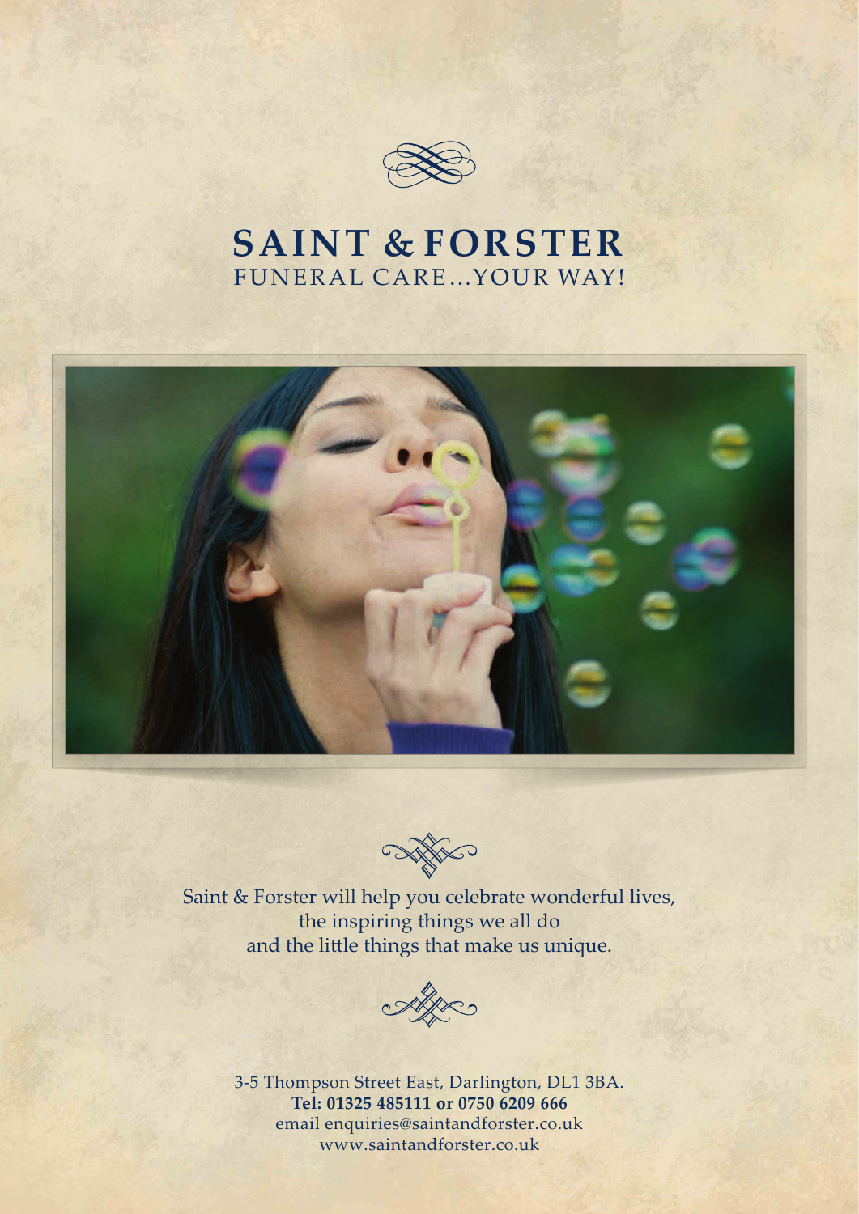# SAINT & FORSTER

FUNERAL CARE...YOUR WAY!

Saint & Forster will help you celebrate wonderful lives,
the inspiring things we all do
and the little things that make us unique.

3-5 Thompson Street East, Darlington, DL1 3BA.
**Tel: 01325 485111 or 0750 6209 666**
email enquiries@saintandforster.co.uk
www.saintandforster.co.uk